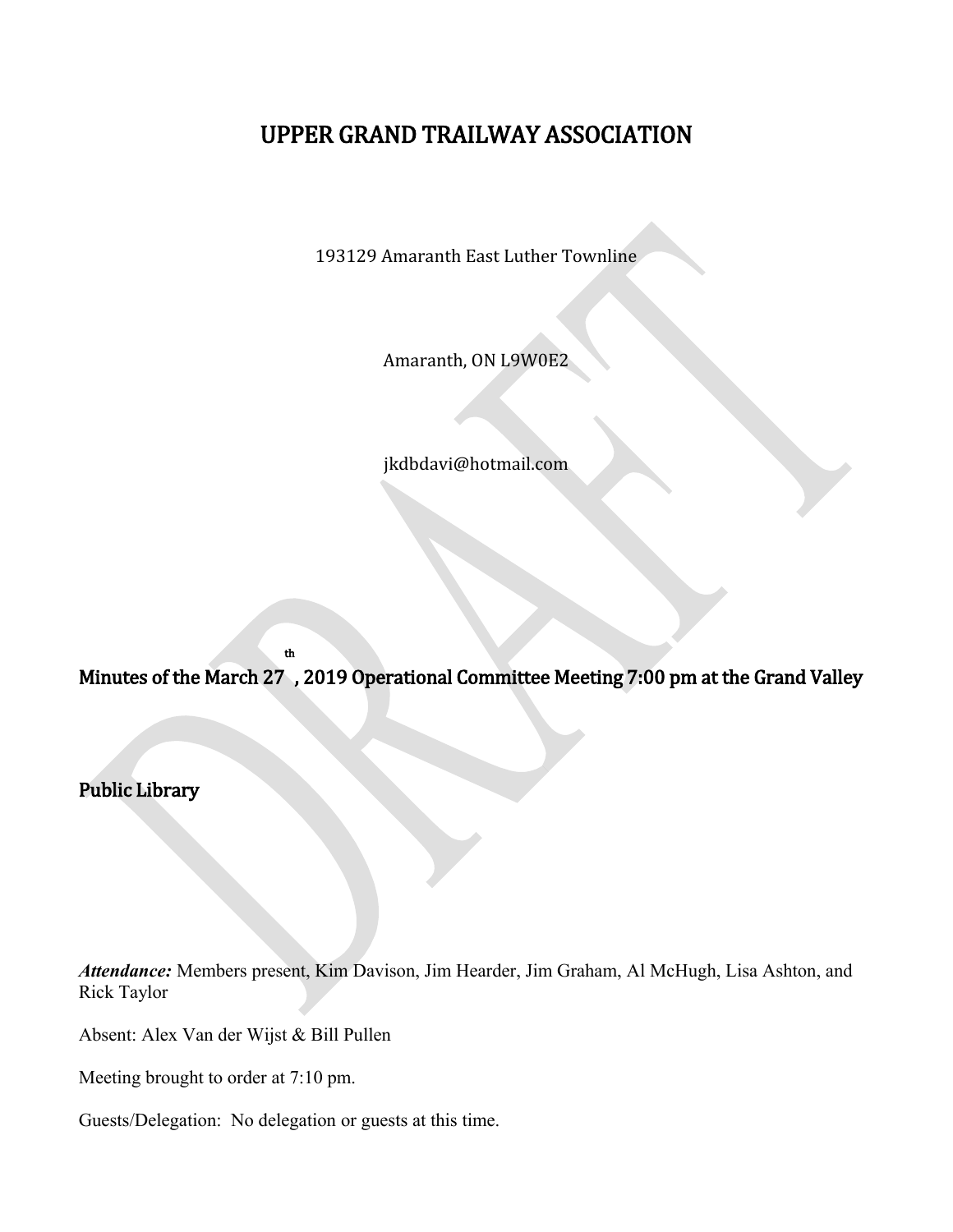# UPPER GRAND TRAILWAY ASSOCIATION

193129 Amaranth East Luther Townline

Amaranth, ON L9W0E2

jkdbdavi@hotmail.com

## Minutes of the March 27th, 2019 Operational Committee Meeting 7:00 pm at the Grand Valley Public Library

***Attendance:*** Members present, Kim Davison, Jim Hearder, Jim Graham, Al McHugh, Lisa Ashton, and Rick Taylor

Absent: Alex Van der Wijst & Bill Pullen

Meeting brought to order at 7:10 pm.

Guests/Delegation: No delegation or guests at this time.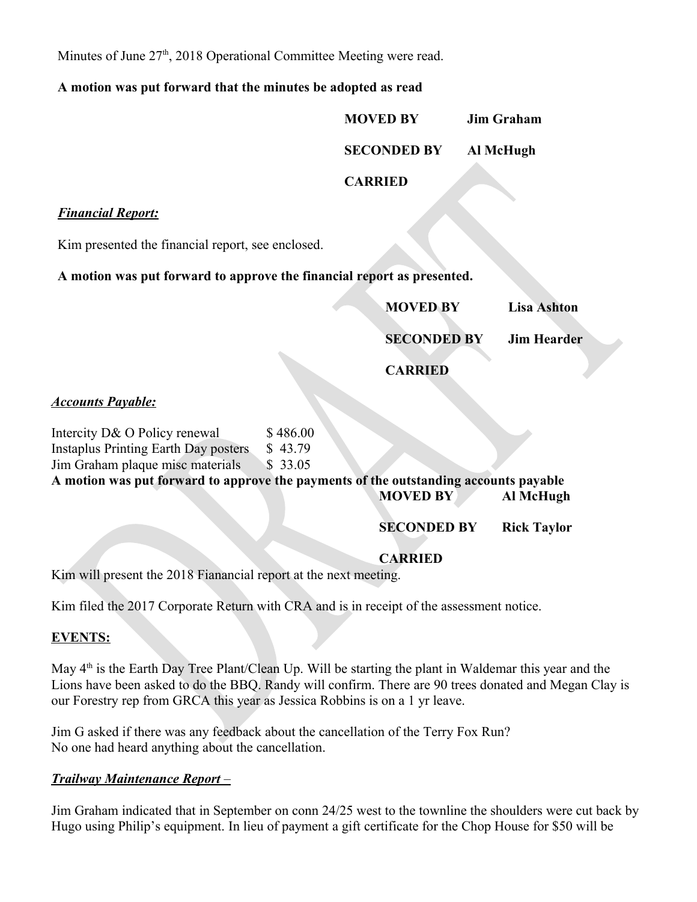Minutes of June 27th, 2018 Operational Committee Meeting were read.

**A motion was put forward that the minutes be adopted as read**

**MOVED BY** **Jim Graham**

**SECONDED BY** **Al McHugh**

**CARRIED**

***Financial Report:***

Kim presented the financial report, see enclosed.

**A motion was put forward to approve the financial report as presented.**

**MOVED BY** **Lisa Ashton**

**SECONDED BY** **Jim Hearder**

**CARRIED**

***Accounts Payable:***

| | |
|---|---|
| Intercity D& O Policy renewal | $ 486.00 |
| Instaplus Printing Earth Day posters | $ 43.79 |
| Jim Graham plaque misc materials | $ 33.05 |

**A motion was put forward to approve the payments of the outstanding accounts payable**

**MOVED BY** **Al McHugh**

**SECONDED BY** **Rick Taylor**

**CARRIED**

Kim will present the 2018 Fianancial report at the next meeting.

Kim filed the 2017 Corporate Return with CRA and is in receipt of the assessment notice.

**EVENTS:**

May 4th is the Earth Day Tree Plant/Clean Up. Will be starting the plant in Waldemar this year and the Lions have been asked to do the BBQ. Randy will confirm. There are 90 trees donated and Megan Clay is our Forestry rep from GRCA this year as Jessica Robbins is on a 1 yr leave.

Jim G asked if there was any feedback about the cancellation of the Terry Fox Run?
No one had heard anything about the cancellation.

***Trailway Maintenance Report*** –

Jim Graham indicated that in September on conn 24/25 west to the townline the shoulders were cut back by Hugo using Philip's equipment. In lieu of payment a gift certificate for the Chop House for $50 will be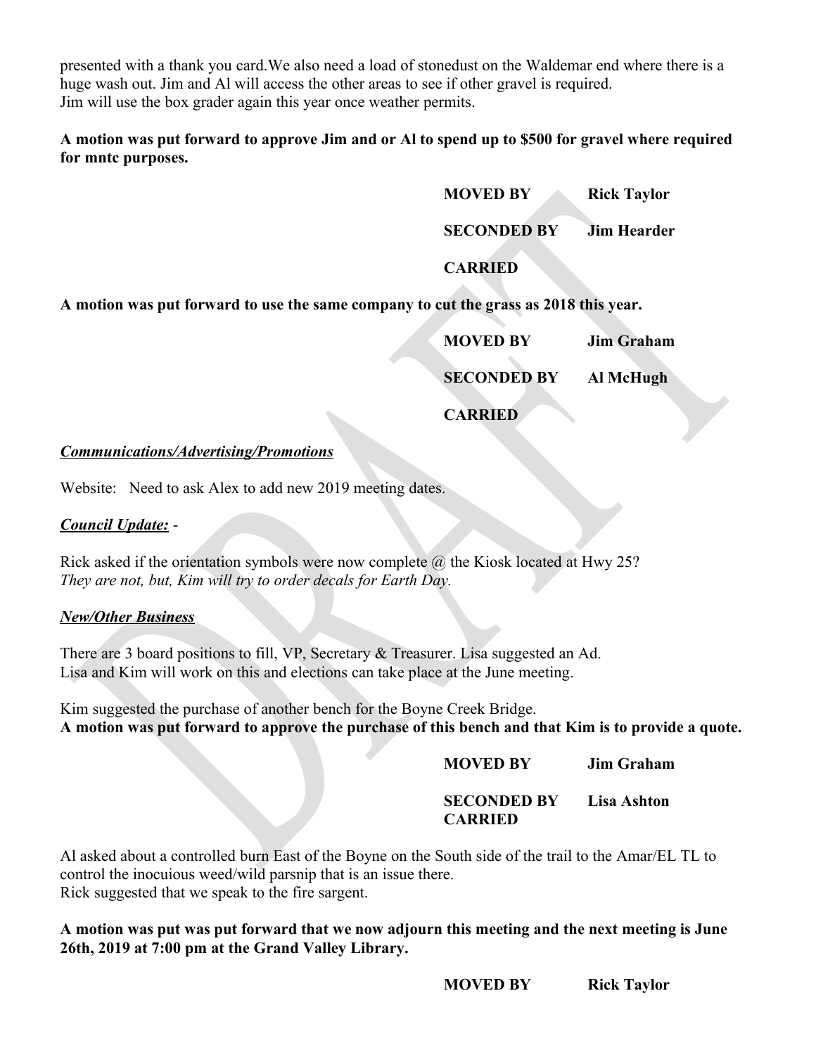presented with a thank you card.We also need a load of stonedust on the Waldemar end where there is a huge wash out. Jim and Al will access the other areas to see if other gravel is required.
Jim will use the box grader again this year once weather permits.

**A motion was put forward to approve Jim and or Al to spend up to $500 for gravel where required for mntc purposes.**

**MOVED BY** **Rick Taylor**

**SECONDED BY** **Jim Hearder**

**CARRIED**

**A motion was put forward to use the same company to cut the grass as 2018 this year.**

**MOVED BY** **Jim Graham**

**SECONDED BY** **Al McHugh**

**CARRIED**

***Communications/Advertising/Promotions***

Website: Need to ask Alex to add new 2019 meeting dates.

***Council Update:*** -

Rick asked if the orientation symbols were now complete @ the Kiosk located at Hwy 25?
*They are not, but, Kim will try to order decals for Earth Day.*

***New/Other Business***

There are 3 board positions to fill, VP, Secretary & Treasurer. Lisa suggested an Ad.
Lisa and Kim will work on this and elections can take place at the June meeting.

Kim suggested the purchase of another bench for the Boyne Creek Bridge.
**A motion was put forward to approve the purchase of this bench and that Kim is to provide a quote.**

**MOVED BY** **Jim Graham**

**SECONDED BY** **Lisa Ashton**
**CARRIED**

Al asked about a controlled burn East of the Boyne on the South side of the trail to the Amar/EL TL to control the inocuious weed/wild parsnip that is an issue there.
Rick suggested that we speak to the fire sargent.

**A motion was put was put forward that we now adjourn this meeting and the next meeting is June 26th, 2019 at 7:00 pm at the Grand Valley Library.**

**MOVED BY** **Rick Taylor**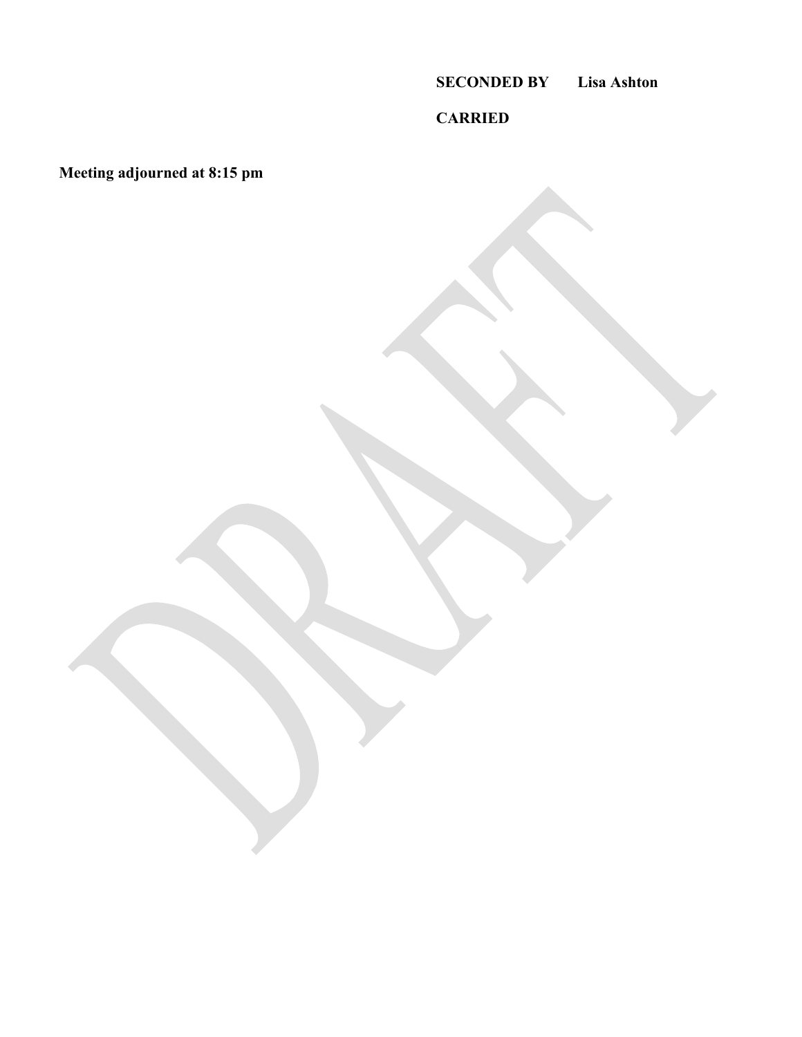**SECONDED BY Lisa Ashton**

**CARRIED**

**Meeting adjourned at 8:15 pm**

DRAFT